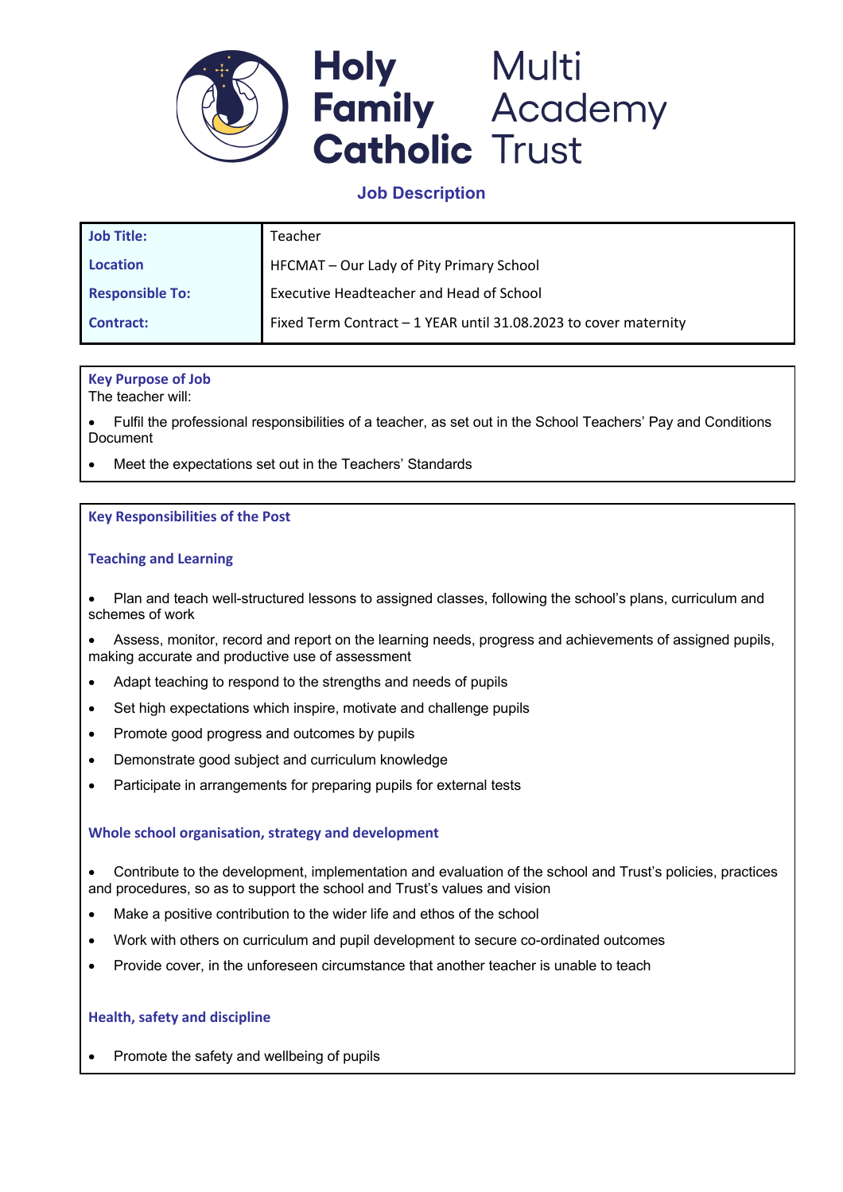# Holy Family Catholic Multi Academy Trust

## Job Description

| Job Title: | Teacher |
|---|---|
| Location | HFCMAT – Our Lady of Pity Primary School |
| Responsible To: | Executive Headteacher and Head of School |
| Contract: | Fixed Term Contract – 1 YEAR until 31.08.2023 to cover maternity |

### Key Purpose of Job

The teacher will:

- Fulfil the professional responsibilities of a teacher, as set out in the School Teachers' Pay and Conditions Document
- Meet the expectations set out in the Teachers' Standards

### Key Responsibilities of the Post

#### Teaching and Learning

- Plan and teach well-structured lessons to assigned classes, following the school's plans, curriculum and schemes of work
- Assess, monitor, record and report on the learning needs, progress and achievements of assigned pupils, making accurate and productive use of assessment
- Adapt teaching to respond to the strengths and needs of pupils
- Set high expectations which inspire, motivate and challenge pupils
- Promote good progress and outcomes by pupils
- Demonstrate good subject and curriculum knowledge
- Participate in arrangements for preparing pupils for external tests

#### Whole school organisation, strategy and development

- Contribute to the development, implementation and evaluation of the school and Trust's policies, practices and procedures, so as to support the school and Trust's values and vision
- Make a positive contribution to the wider life and ethos of the school
- Work with others on curriculum and pupil development to secure co-ordinated outcomes
- Provide cover, in the unforeseen circumstance that another teacher is unable to teach

#### Health, safety and discipline

- Promote the safety and wellbeing of pupils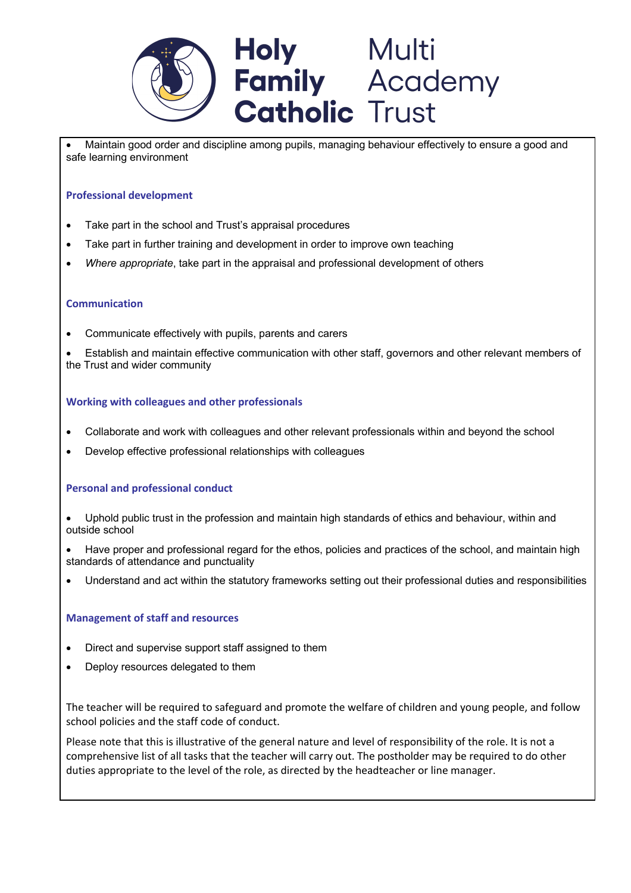- Maintain good order and discipline among pupils, managing behaviour effectively to ensure a good and safe learning environment

### Professional development

- Take part in the school and Trust's appraisal procedures
- Take part in further training and development in order to improve own teaching
- *Where appropriate*, take part in the appraisal and professional development of others

### Communication

- Communicate effectively with pupils, parents and carers
- Establish and maintain effective communication with other staff, governors and other relevant members of the Trust and wider community

### Working with colleagues and other professionals

- Collaborate and work with colleagues and other relevant professionals within and beyond the school
- Develop effective professional relationships with colleagues

### Personal and professional conduct

- Uphold public trust in the profession and maintain high standards of ethics and behaviour, within and outside school
- Have proper and professional regard for the ethos, policies and practices of the school, and maintain high standards of attendance and punctuality
- Understand and act within the statutory frameworks setting out their professional duties and responsibilities

### Management of staff and resources

- Direct and supervise support staff assigned to them
- Deploy resources delegated to them

The teacher will be required to safeguard and promote the welfare of children and young people, and follow school policies and the staff code of conduct.

Please note that this is illustrative of the general nature and level of responsibility of the role. It is not a comprehensive list of all tasks that the teacher will carry out. The postholder may be required to do other duties appropriate to the level of the role, as directed by the headteacher or line manager.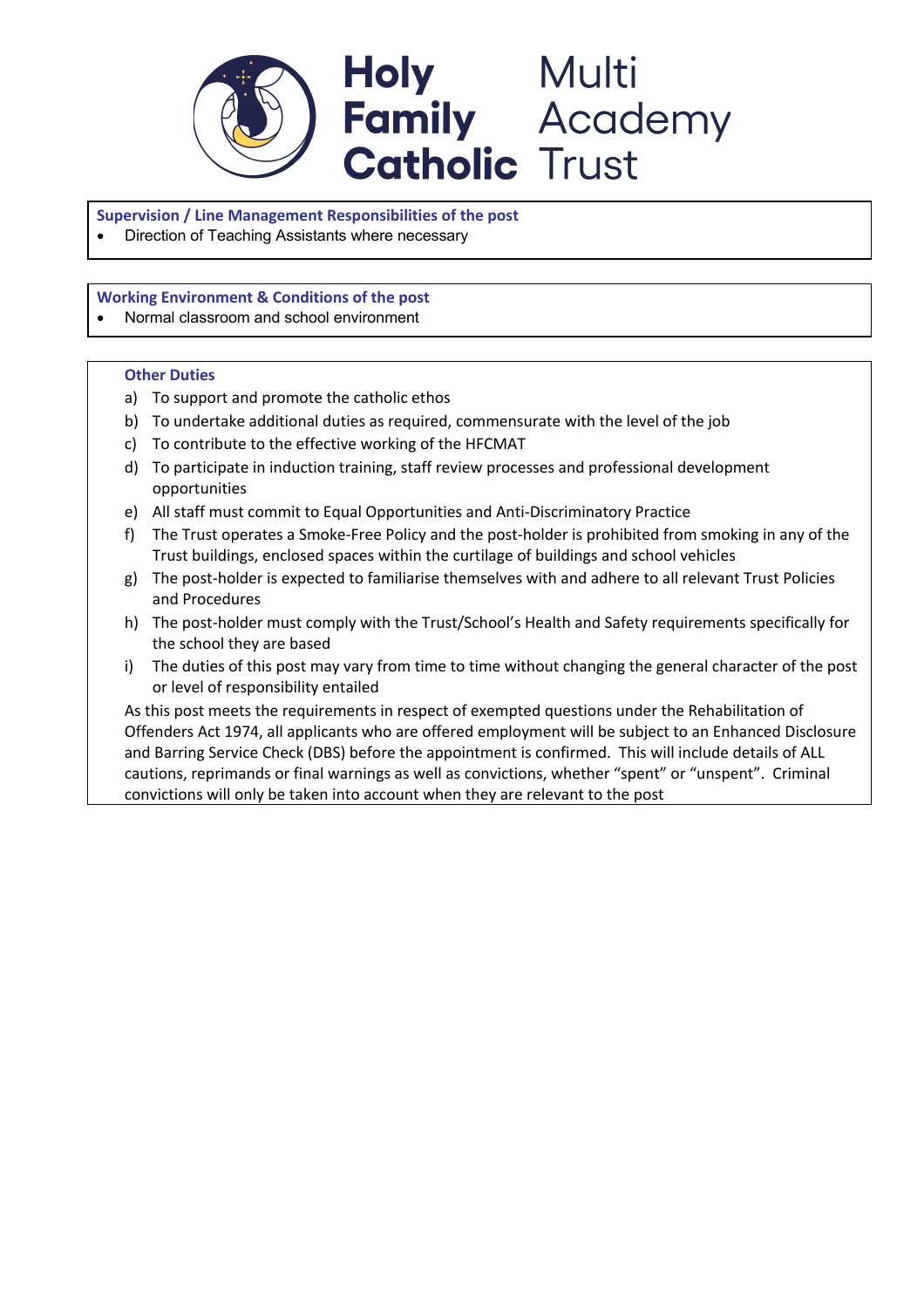## Supervision / Line Management Responsibilities of the post

- Direction of Teaching Assistants where necessary

## Working Environment & Conditions of the post

- Normal classroom and school environment

## Other Duties

a) To support and promote the catholic ethos
b) To undertake additional duties as required, commensurate with the level of the job
c) To contribute to the effective working of the HFCMAT
d) To participate in induction training, staff review processes and professional development opportunities
e) All staff must commit to Equal Opportunities and Anti-Discriminatory Practice
f) The Trust operates a Smoke-Free Policy and the post-holder is prohibited from smoking in any of the Trust buildings, enclosed spaces within the curtilage of buildings and school vehicles
g) The post-holder is expected to familiarise themselves with and adhere to all relevant Trust Policies and Procedures
h) The post-holder must comply with the Trust/School's Health and Safety requirements specifically for the school they are based
i) The duties of this post may vary from time to time without changing the general character of the post or level of responsibility entailed

As this post meets the requirements in respect of exempted questions under the Rehabilitation of Offenders Act 1974, all applicants who are offered employment will be subject to an Enhanced Disclosure and Barring Service Check (DBS) before the appointment is confirmed. This will include details of ALL cautions, reprimands or final warnings as well as convictions, whether "spent" or "unspent". Criminal convictions will only be taken into account when they are relevant to the post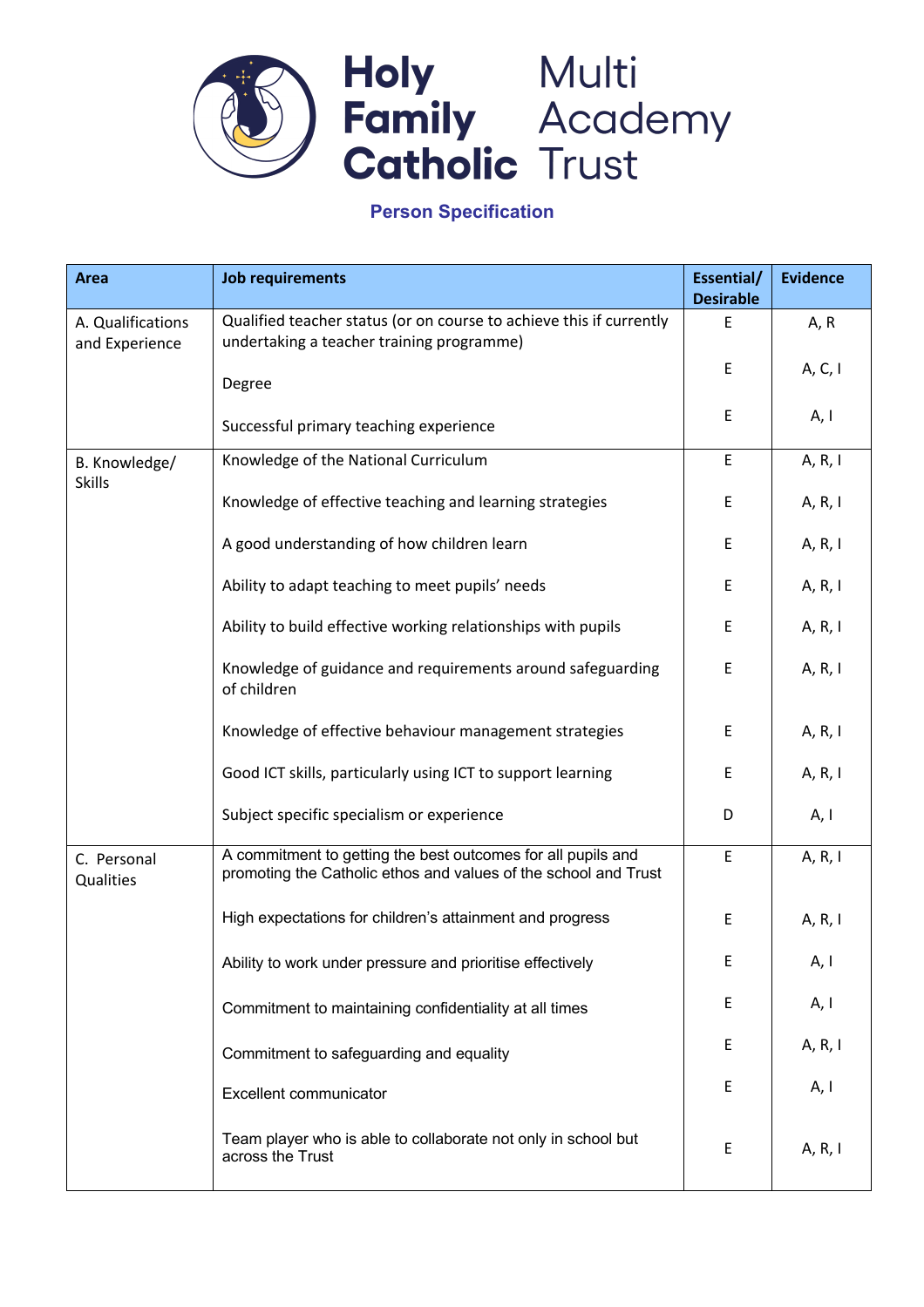# Holy Family Catholic Multi Academy Trust

## Person Specification

| Area | Job requirements | Essential/ Desirable | Evidence |
|---|---|---|---|
| A. Qualifications and Experience | Qualified teacher status (or on course to achieve this if currently undertaking a teacher training programme) | E | A, R |
| | Degree | E | A, C, I |
| | Successful primary teaching experience | E | A, I |
| B. Knowledge/ Skills | Knowledge of the National Curriculum | E | A, R, I |
| | Knowledge of effective teaching and learning strategies | E | A, R, I |
| | A good understanding of how children learn | E | A, R, I |
| | Ability to adapt teaching to meet pupils' needs | E | A, R, I |
| | Ability to build effective working relationships with pupils | E | A, R, I |
| | Knowledge of guidance and requirements around safeguarding of children | E | A, R, I |
| | Knowledge of effective behaviour management strategies | E | A, R, I |
| | Good ICT skills, particularly using ICT to support learning | E | A, R, I |
| | Subject specific specialism or experience | D | A, I |
| C. Personal Qualities | A commitment to getting the best outcomes for all pupils and promoting the Catholic ethos and values of the school and Trust | E | A, R, I |
| | High expectations for children's attainment and progress | E | A, R, I |
| | Ability to work under pressure and prioritise effectively | E | A, I |
| | Commitment to maintaining confidentiality at all times | E | A, I |
| | Commitment to safeguarding and equality | E | A, R, I |
| | Excellent communicator | E | A, I |
| | Team player who is able to collaborate not only in school but across the Trust | E | A, R, I |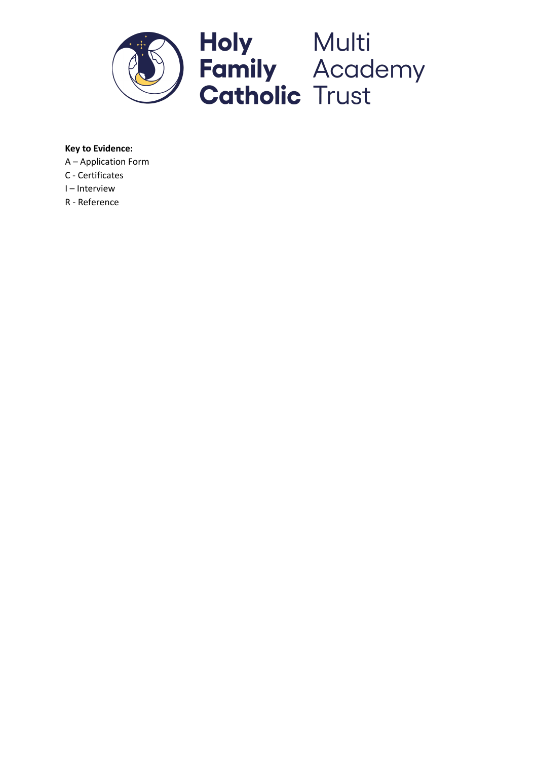**Key to Evidence:**

A – Application Form

C - Certificates

I – Interview

R - Reference